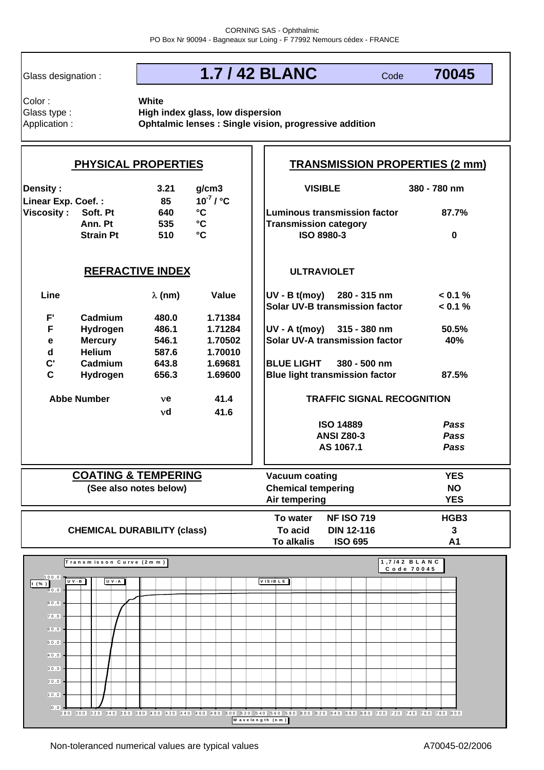CORNING SAS - Ophthalmic
PO Box Nr 90094 - Bagneaux sur Loing - F 77992 Nemours cédex - FRANCE

| Glass designation : | **1.7 / 42 BLANC** | Code | **70045** |
|---|---|---|---|

Color : **White**
Glass type : **High index glass, low dispersion**
Application : **Ophtalmic lenses : Single vision, progressive addition**

## PHYSICAL PROPERTIES

| | | | |
|---|---|---|---|
| **Density :** | | **3.21** | **g/cm3** |
| **Linear Exp. Coef. :** | | **85** | **$10^{-7}$ / °C** |
| **Viscosity :** | **Soft. Pt** | **640** | **°C** |
| | **Ann. Pt** | **535** | **°C** |
| | **Strain Pt** | **510** | **°C** |

## REFRACTIVE INDEX

| Line | | λ (nm) | Value |
|---|---|---|---|
| **F'** | **Cadmium** | **480.0** | **1.71384** |
| **F** | **Hydrogen** | **486.1** | **1.71284** |
| **e** | **Mercury** | **546.1** | **1.70502** |
| **d** | **Helium** | **587.6** | **1.70010** |
| **C'** | **Cadmium** | **643.8** | **1.69681** |
| **C** | **Hydrogen** | **656.3** | **1.69600** |

| **Abbe Number** | | |
|---|---|---|
| | **νe** | **41.4** |
| | **νd** | **41.6** |

## TRANSMISSION PROPERTIES (2 mm)

| **VISIBLE** | **380 - 780 nm** |
|---|---|
| **Luminous transmission factor** | **87.7%** |
| **Transmission category ISO 8980-3** | **0** |

**ULTRAVIOLET**

| | |
|---|---|
| **UV - B t(moy) 280 - 315 nm** | **< 0.1 %** |
| **Solar UV-B transmission factor** | **< 0.1 %** |
| **UV - A t(moy) 315 - 380 nm** | **50.5%** |
| **Solar UV-A transmission factor** | **40%** |
| **BLUE LIGHT 380 - 500 nm** | |
| **Blue light transmission factor** | **87.5%** |

**TRAFFIC SIGNAL RECOGNITION**

| | |
|---|---|
| **ISO 14889** | ***Pass*** |
| **ANSI Z80-3** | ***Pass*** |
| **AS 1067.1** | ***Pass*** |

## COATING & TEMPERING

**(See also notes below)**

| | |
|---|---|
| **Vacuum coating** | **YES** |
| **Chemical tempering** | **NO** |
| **Air tempering** | **YES** |

## CHEMICAL DURABILITY (class)

| | | |
|---|---|---|
| **To water** | **NF ISO 719** | **HGB3** |
| **To acid** | **DIN 12-116** | **3** |
| **To alkalis** | **ISO 695** | **A1** |

Transmisson Curve (2mm) — 1,7/42 BLANC Code 70045

Non-toleranced numerical values are typical values

A70045-02/2006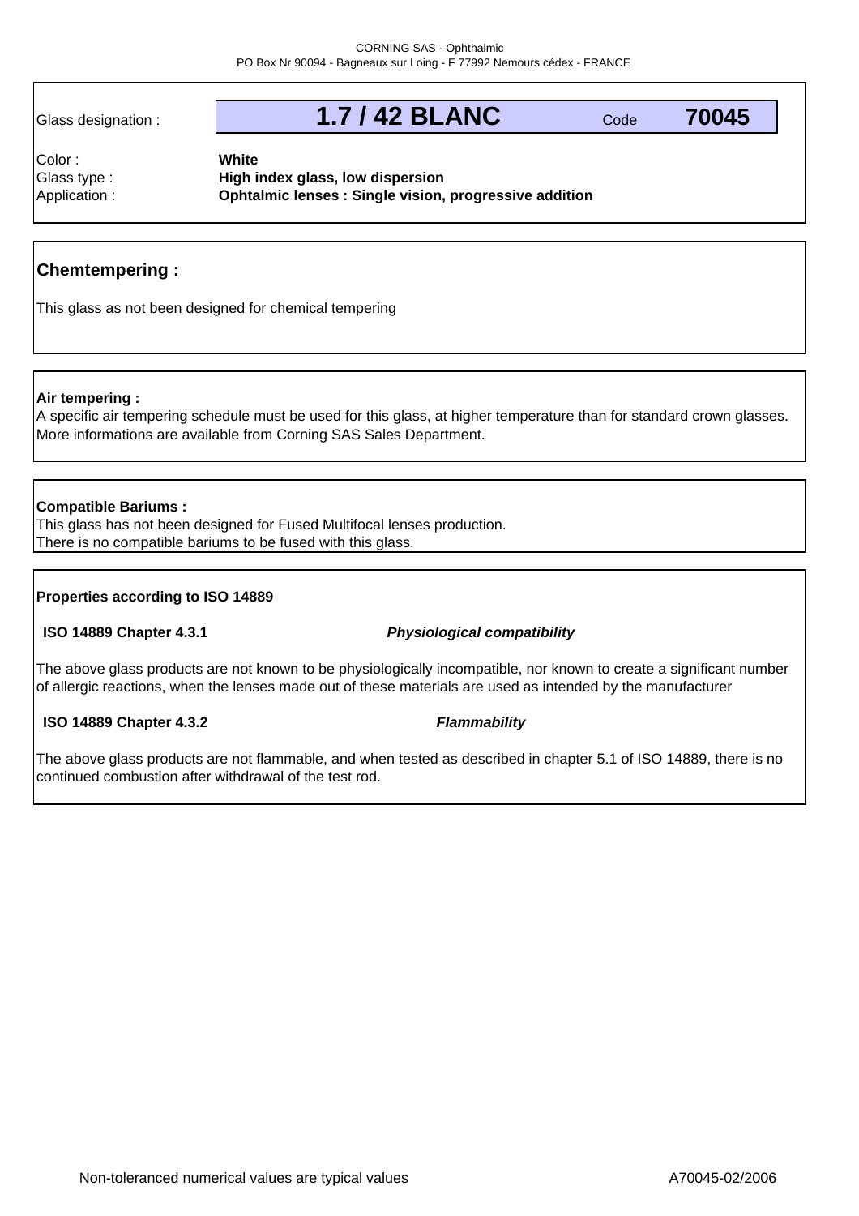Glass designation : **1.7 / 42 BLANC** Code **70045**

| | |
|---|---|
| Color : | **White** |
| Glass type : | **High index glass, low dispersion** |
| Application : | **Ophtalmic lenses : Single vision, progressive addition** |

## Chemtempering :

This glass as not been designed for chemical tempering

**Air tempering :**

A specific air tempering schedule must be used for this glass, at higher temperature than for standard crown glasses.
More informations are available from Corning SAS Sales Department.

**Compatible Bariums :**

This glass has not been designed for Fused Multifocal lenses production.
There is no compatible bariums to be fused with this glass.

**Properties according to ISO 14889**

**ISO 14889 Chapter 4.3.1** ***Physiological compatibility***

The above glass products are not known to be physiologically incompatible, nor known to create a significant number of allergic reactions, when the lenses made out of these materials are used as intended by the manufacturer

**ISO 14889 Chapter 4.3.2** ***Flammability***

The above glass products are not flammable, and when tested as described in chapter 5.1 of ISO 14889, there is no continued combustion after withdrawal of the test rod.

Non-toleranced numerical values are typical values A70045-02/2006